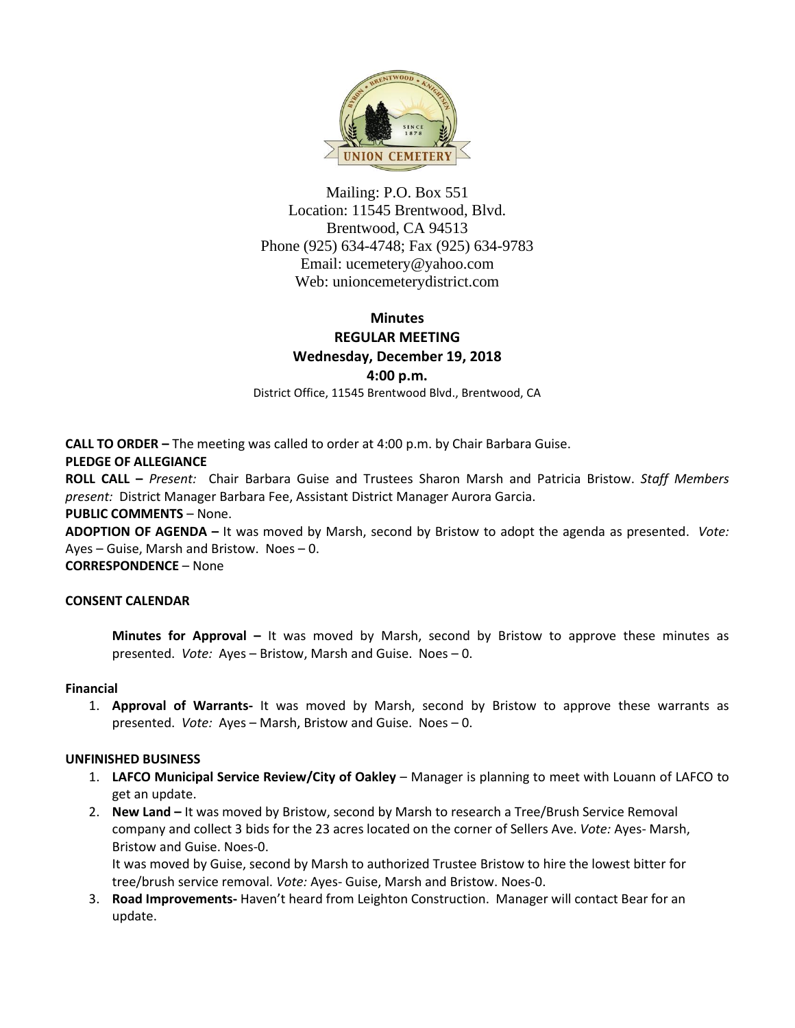Mailing: P.O. Box 551
Location: 11545 Brentwood, Blvd.
Brentwood, CA 94513
Phone (925) 634-4748; Fax (925) 634-9783
Email: ucemetery@yahoo.com
Web: unioncemeterydistrict.com

**Minutes**
**REGULAR MEETING**
**Wednesday, December 19, 2018**
**4:00 p.m.**
District Office, 11545 Brentwood Blvd., Brentwood, CA

**CALL TO ORDER –** The meeting was called to order at 4:00 p.m. by Chair Barbara Guise.

**PLEDGE OF ALLEGIANCE**

**ROLL CALL –** *Present:* Chair Barbara Guise and Trustees Sharon Marsh and Patricia Bristow. *Staff Members present:* District Manager Barbara Fee, Assistant District Manager Aurora Garcia.

**PUBLIC COMMENTS** – None.

**ADOPTION OF AGENDA –** It was moved by Marsh, second by Bristow to adopt the agenda as presented. *Vote:* Ayes – Guise, Marsh and Bristow. Noes – 0.

**CORRESPONDENCE** – None

**CONSENT CALENDAR**

**Minutes for Approval –** It was moved by Marsh, second by Bristow to approve these minutes as presented. *Vote:* Ayes – Bristow, Marsh and Guise. Noes – 0.

**Financial**

1. **Approval of Warrants-** It was moved by Marsh, second by Bristow to approve these warrants as presented. *Vote:* Ayes – Marsh, Bristow and Guise. Noes – 0.

**UNFINISHED BUSINESS**

1. **LAFCO Municipal Service Review/City of Oakley** – Manager is planning to meet with Louann of LAFCO to get an update.
2. **New Land –** It was moved by Bristow, second by Marsh to research a Tree/Brush Service Removal company and collect 3 bids for the 23 acres located on the corner of Sellers Ave. *Vote:* Ayes- Marsh, Bristow and Guise. Noes-0.
   It was moved by Guise, second by Marsh to authorized Trustee Bristow to hire the lowest bitter for tree/brush service removal. *Vote:* Ayes- Guise, Marsh and Bristow. Noes-0.
3. **Road Improvements-** Haven't heard from Leighton Construction. Manager will contact Bear for an update.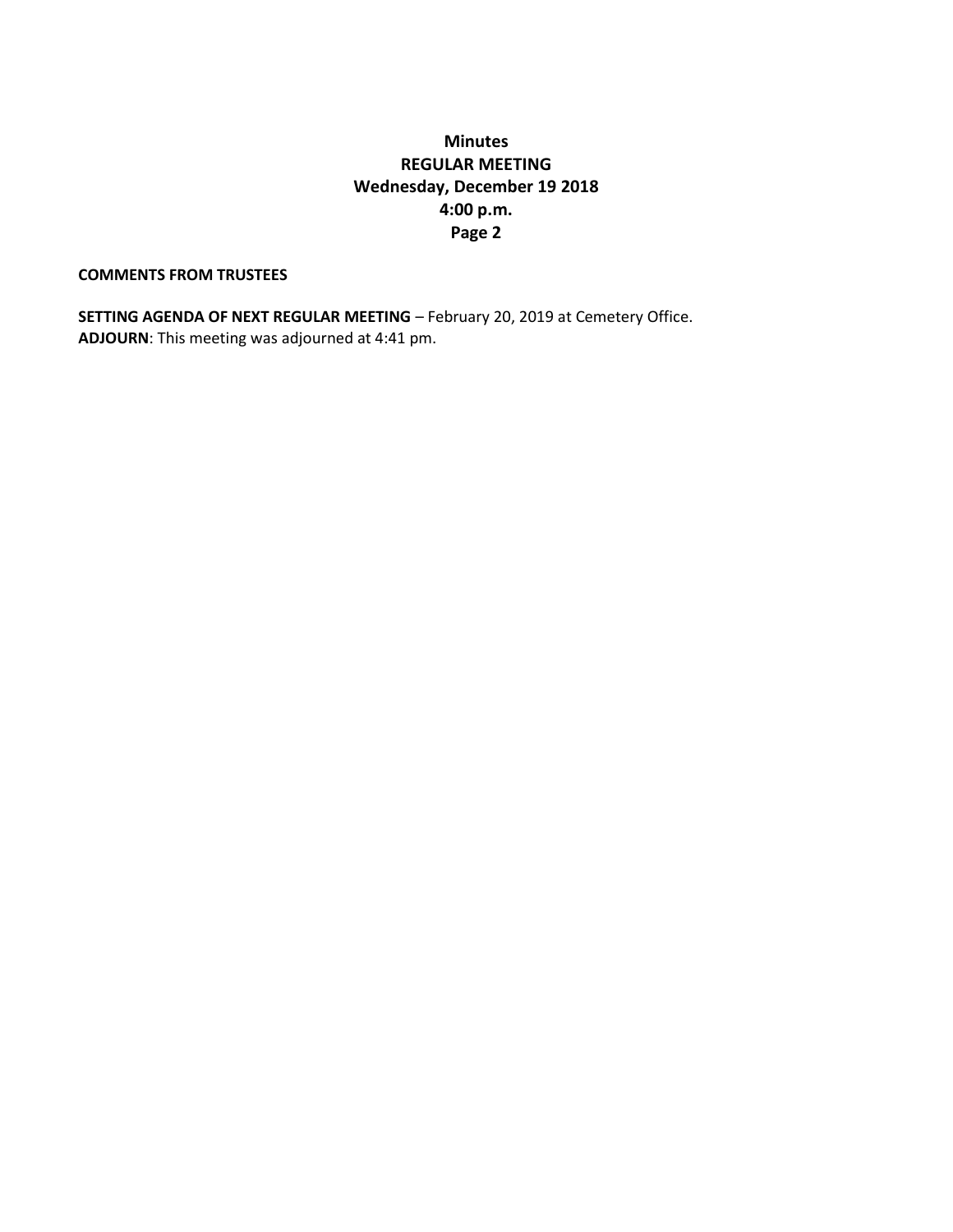**Minutes**
**REGULAR MEETING**
**Wednesday, December 19 2018**
**4:00 p.m.**
**Page 2**

**COMMENTS FROM TRUSTEES**

**SETTING AGENDA OF NEXT REGULAR MEETING** – February 20, 2019 at Cemetery Office.
**ADJOURN**: This meeting was adjourned at 4:41 pm.